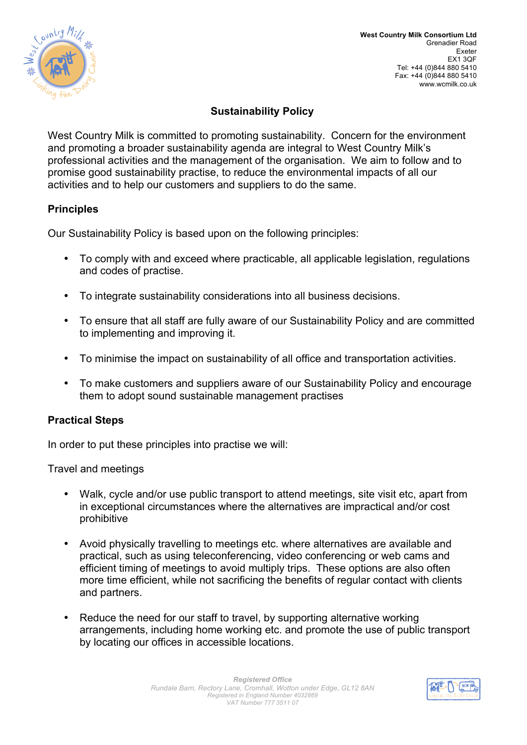**West Country Milk Consortium Ltd**
Grenadier Road
Exeter
EX1 3QF
Tel: +44 (0)844 880 5410
Fax: +44 (0)844 880 5410
www.wcmilk.co.uk

# Sustainability Policy

West Country Milk is committed to promoting sustainability. Concern for the environment and promoting a broader sustainability agenda are integral to West Country Milk's professional activities and the management of the organisation. We aim to follow and to promise good sustainability practise, to reduce the environmental impacts of all our activities and to help our customers and suppliers to do the same.

## Principles

Our Sustainability Policy is based upon on the following principles:

- To comply with and exceed where practicable, all applicable legislation, regulations and codes of practise.
- To integrate sustainability considerations into all business decisions.
- To ensure that all staff are fully aware of our Sustainability Policy and are committed to implementing and improving it.
- To minimise the impact on sustainability of all office and transportation activities.
- To make customers and suppliers aware of our Sustainability Policy and encourage them to adopt sound sustainable management practises

## Practical Steps

In order to put these principles into practise we will:

Travel and meetings

- Walk, cycle and/or use public transport to attend meetings, site visit etc, apart from in exceptional circumstances where the alternatives are impractical and/or cost prohibitive
- Avoid physically travelling to meetings etc. where alternatives are available and practical, such as using teleconferencing, video conferencing or web cams and efficient timing of meetings to avoid multiply trips. These options are also often more time efficient, while not sacrificing the benefits of regular contact with clients and partners.
- Reduce the need for our staff to travel, by supporting alternative working arrangements, including home working etc. and promote the use of public transport by locating our offices in accessible locations.

*Registered Office*
*Rundale Barn, Rectory Lane, Cromhall, Wotton under Edge, GL12 8AN*
*Registered in England Number 4032869*
*VAT Number 777 3511 07*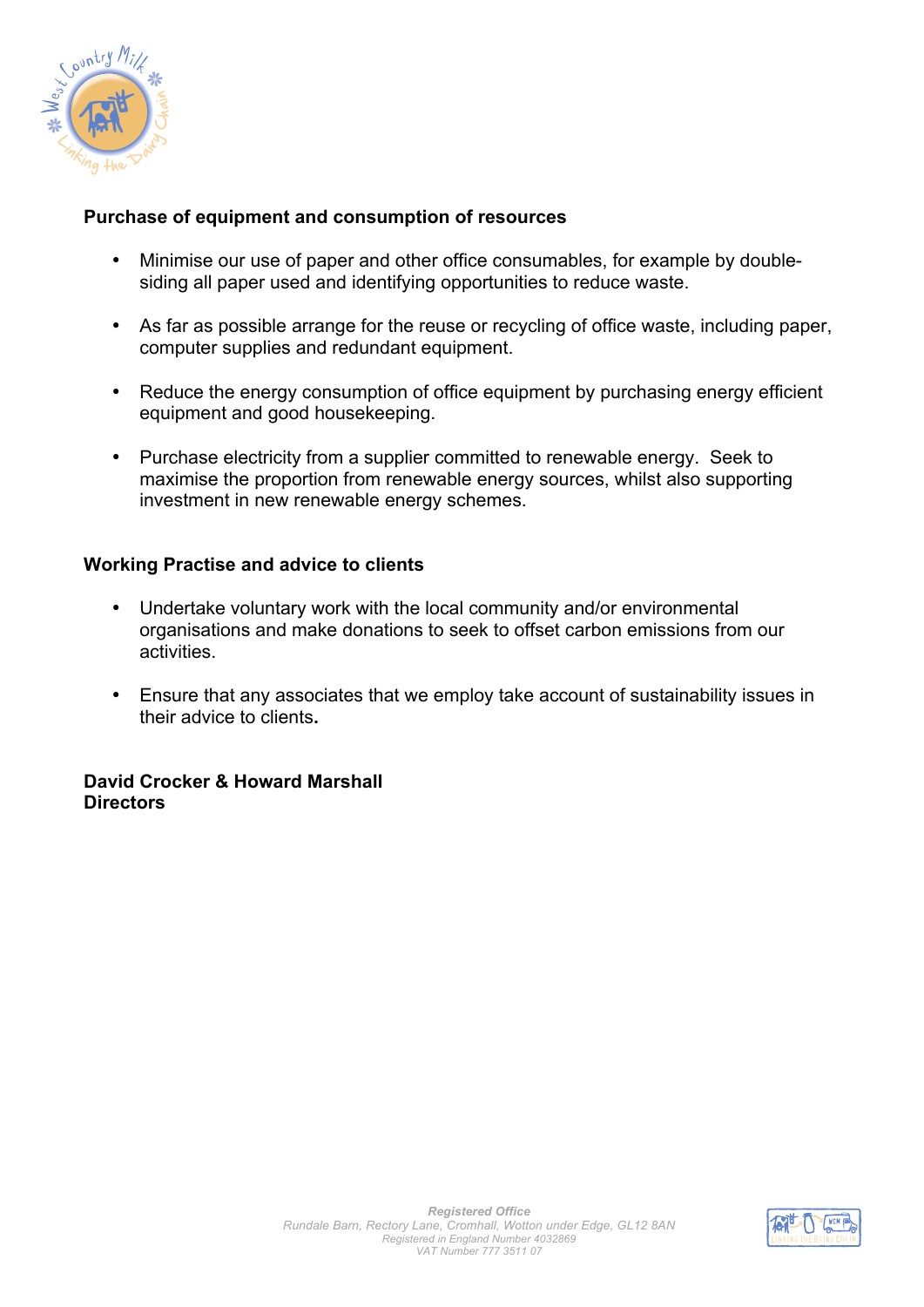**Purchase of equipment and consumption of resources**

- Minimise our use of paper and other office consumables, for example by double-siding all paper used and identifying opportunities to reduce waste.
- As far as possible arrange for the reuse or recycling of office waste, including paper, computer supplies and redundant equipment.
- Reduce the energy consumption of office equipment by purchasing energy efficient equipment and good housekeeping.
- Purchase electricity from a supplier committed to renewable energy. Seek to maximise the proportion from renewable energy sources, whilst also supporting investment in new renewable energy schemes.

**Working Practise and advice to clients**

- Undertake voluntary work with the local community and/or environmental organisations and make donations to seek to offset carbon emissions from our activities.
- Ensure that any associates that we employ take account of sustainability issues in their advice to clients**.**

**David Crocker & Howard Marshall**
**Directors**

*Registered Office*
*Rundale Barn, Rectory Lane, Cromhall, Wotton under Edge, GL12 8AN*
*Registered in England Number 4032869*
*VAT Number 777 3511 07*